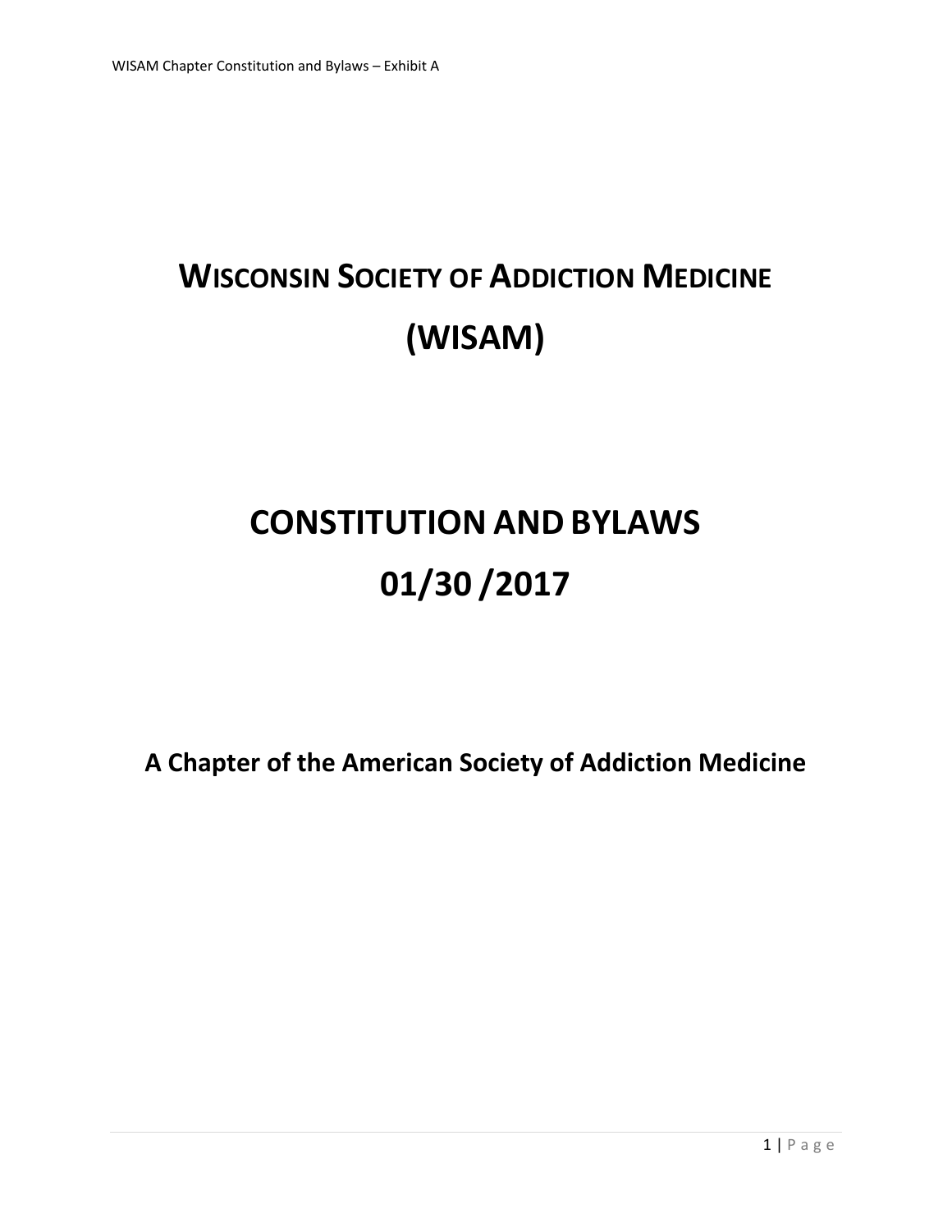# WISCONSIN SOCIETY OF ADDICTION MEDICINE

# (WISAM)

# CONSTITUTION AND BYLAWS

# 01/30 /2017

## A Chapter of the American Society of Addiction Medicine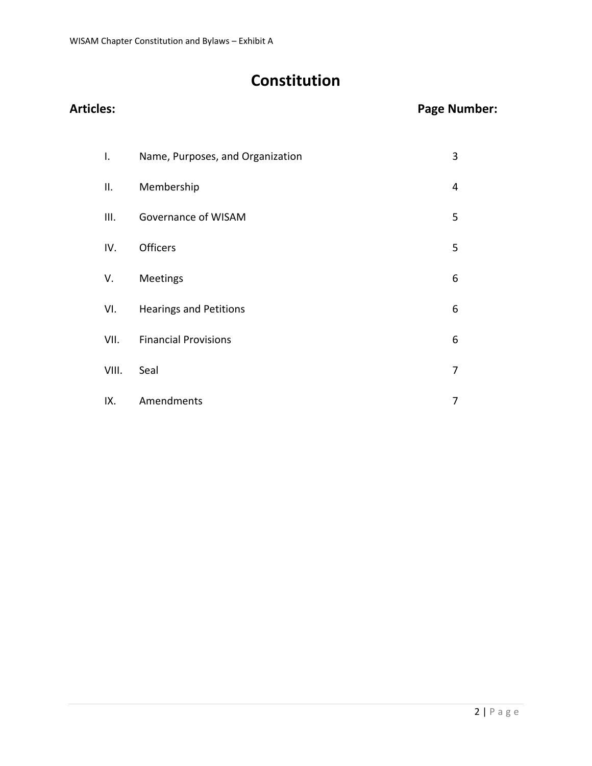# Constitution

| Articles: | | Page Number: |
|---|---|---|
| I. | Name, Purposes, and Organization | 3 |
| II. | Membership | 4 |
| III. | Governance of WISAM | 5 |
| IV. | Officers | 5 |
| V. | Meetings | 6 |
| VI. | Hearings and Petitions | 6 |
| VII. | Financial Provisions | 6 |
| VIII. | Seal | 7 |
| IX. | Amendments | 7 |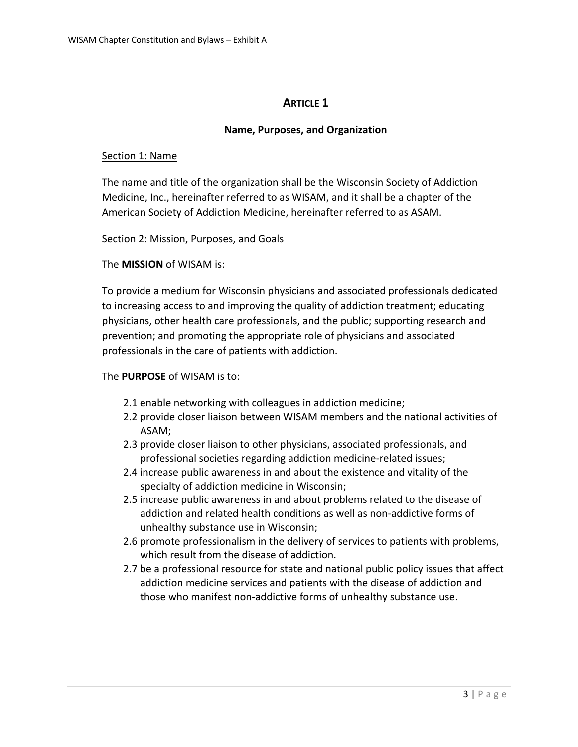# Article 1

## Name, Purposes, and Organization

Section 1: Name

The name and title of the organization shall be the Wisconsin Society of Addiction Medicine, Inc., hereinafter referred to as WISAM, and it shall be a chapter of the American Society of Addiction Medicine, hereinafter referred to as ASAM.

Section 2: Mission, Purposes, and Goals

The **MISSION** of WISAM is:

To provide a medium for Wisconsin physicians and associated professionals dedicated to increasing access to and improving the quality of addiction treatment; educating physicians, other health care professionals, and the public; supporting research and prevention; and promoting the appropriate role of physicians and associated professionals in the care of patients with addiction.

The **PURPOSE** of WISAM is to:

2.1 enable networking with colleagues in addiction medicine;
2.2 provide closer liaison between WISAM members and the national activities of ASAM;
2.3 provide closer liaison to other physicians, associated professionals, and professional societies regarding addiction medicine-related issues;
2.4 increase public awareness in and about the existence and vitality of the specialty of addiction medicine in Wisconsin;
2.5 increase public awareness in and about problems related to the disease of addiction and related health conditions as well as non-addictive forms of unhealthy substance use in Wisconsin;
2.6 promote professionalism in the delivery of services to patients with problems, which result from the disease of addiction.
2.7 be a professional resource for state and national public policy issues that affect addiction medicine services and patients with the disease of addiction and those who manifest non-addictive forms of unhealthy substance use.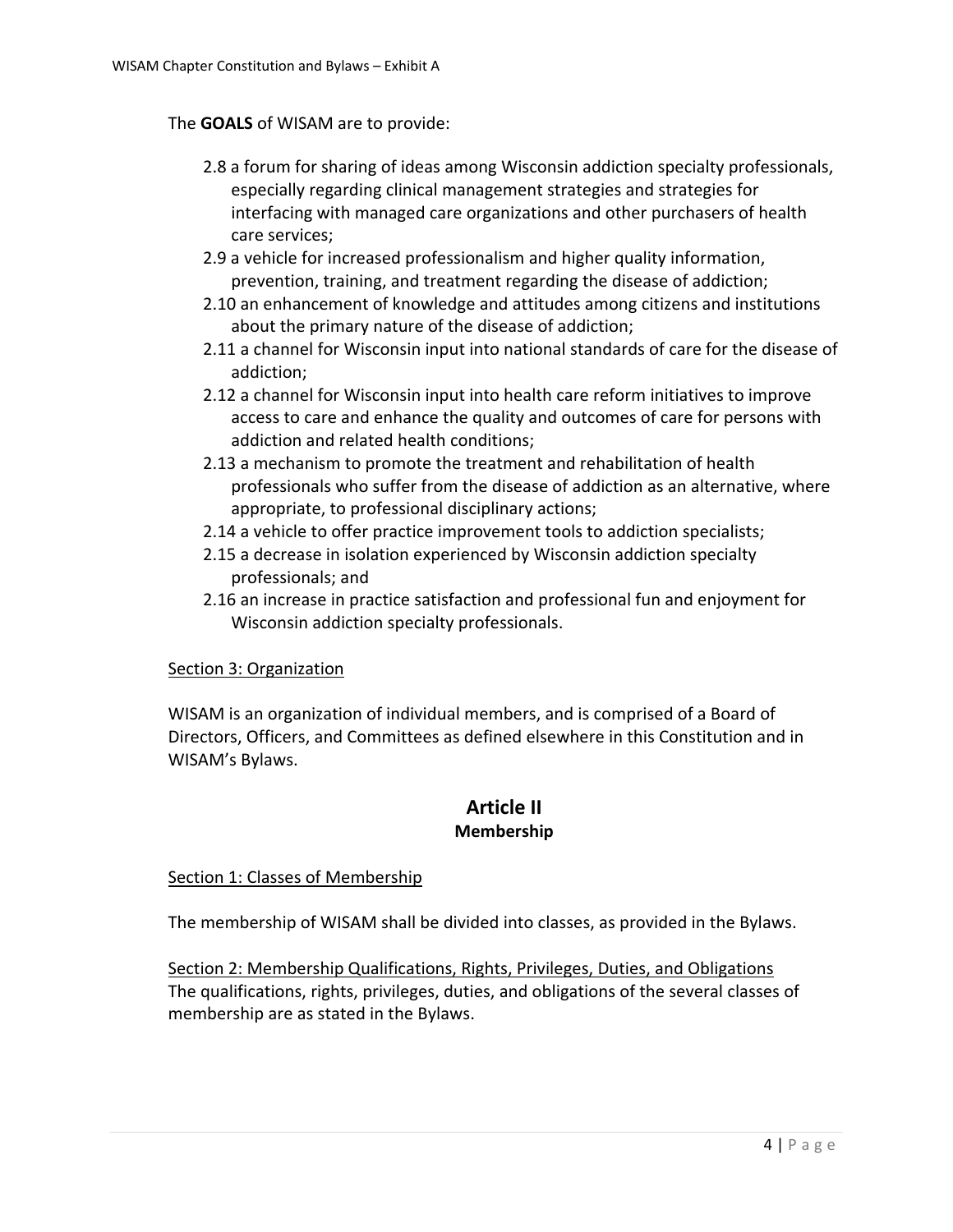The **GOALS** of WISAM are to provide:

- 2.8 a forum for sharing of ideas among Wisconsin addiction specialty professionals, especially regarding clinical management strategies and strategies for interfacing with managed care organizations and other purchasers of health care services;
- 2.9 a vehicle for increased professionalism and higher quality information, prevention, training, and treatment regarding the disease of addiction;
- 2.10 an enhancement of knowledge and attitudes among citizens and institutions about the primary nature of the disease of addiction;
- 2.11 a channel for Wisconsin input into national standards of care for the disease of addiction;
- 2.12 a channel for Wisconsin input into health care reform initiatives to improve access to care and enhance the quality and outcomes of care for persons with addiction and related health conditions;
- 2.13 a mechanism to promote the treatment and rehabilitation of health professionals who suffer from the disease of addiction as an alternative, where appropriate, to professional disciplinary actions;
- 2.14 a vehicle to offer practice improvement tools to addiction specialists;
- 2.15 a decrease in isolation experienced by Wisconsin addiction specialty professionals; and
- 2.16 an increase in practice satisfaction and professional fun and enjoyment for Wisconsin addiction specialty professionals.

Section 3: Organization

WISAM is an organization of individual members, and is comprised of a Board of Directors, Officers, and Committees as defined elsewhere in this Constitution and in WISAM's Bylaws.

## Article II
### Membership

Section 1: Classes of Membership

The membership of WISAM shall be divided into classes, as provided in the Bylaws.

Section 2: Membership Qualifications, Rights, Privileges, Duties, and Obligations
The qualifications, rights, privileges, duties, and obligations of the several classes of membership are as stated in the Bylaws.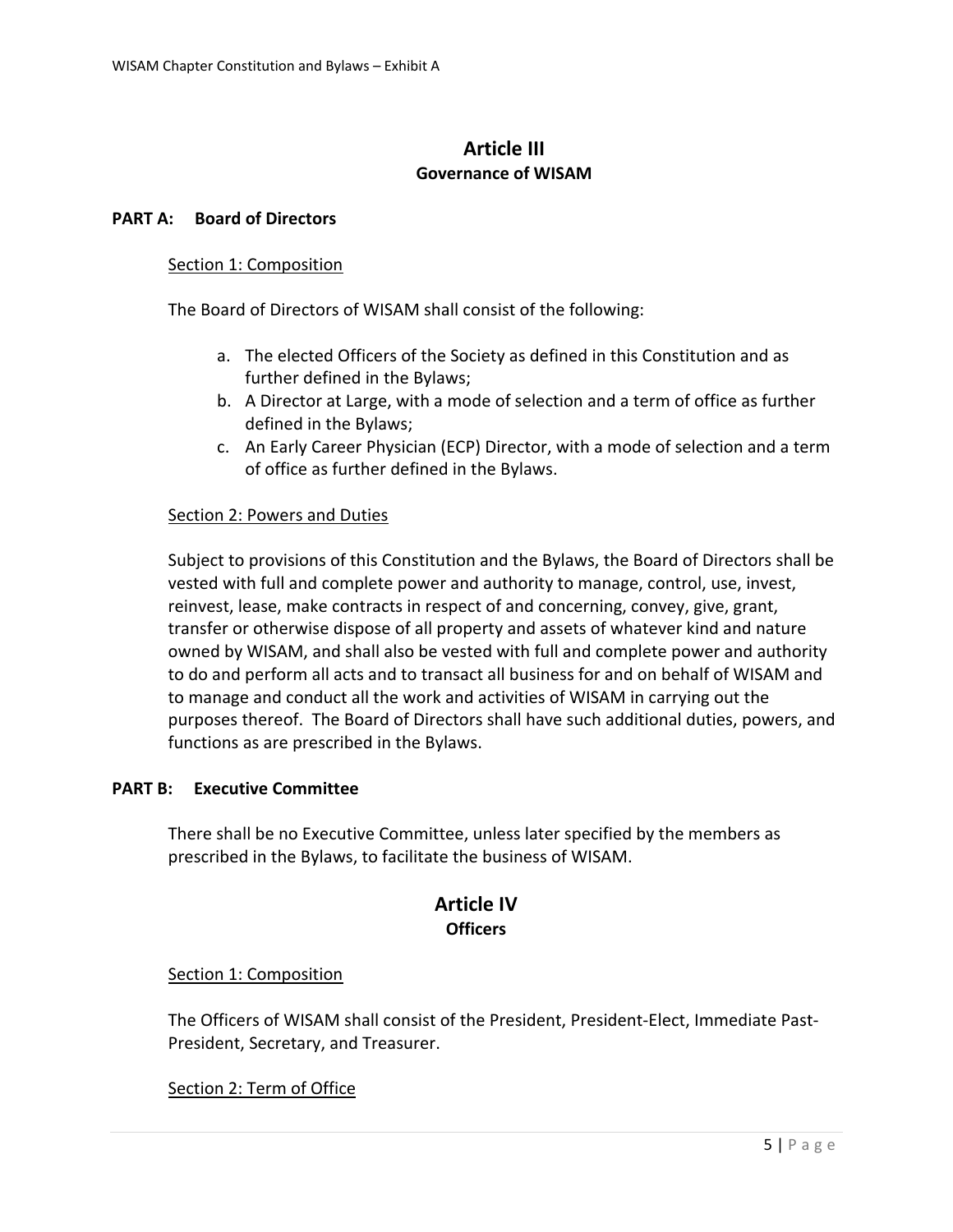## Article III
### Governance of WISAM

**PART A: Board of Directors**

Section 1: Composition

The Board of Directors of WISAM shall consist of the following:

a. The elected Officers of the Society as defined in this Constitution and as further defined in the Bylaws;
b. A Director at Large, with a mode of selection and a term of office as further defined in the Bylaws;
c. An Early Career Physician (ECP) Director, with a mode of selection and a term of office as further defined in the Bylaws.

Section 2: Powers and Duties

Subject to provisions of this Constitution and the Bylaws, the Board of Directors shall be vested with full and complete power and authority to manage, control, use, invest, reinvest, lease, make contracts in respect of and concerning, convey, give, grant, transfer or otherwise dispose of all property and assets of whatever kind and nature owned by WISAM, and shall also be vested with full and complete power and authority to do and perform all acts and to transact all business for and on behalf of WISAM and to manage and conduct all the work and activities of WISAM in carrying out the purposes thereof. The Board of Directors shall have such additional duties, powers, and functions as are prescribed in the Bylaws.

**PART B: Executive Committee**

There shall be no Executive Committee, unless later specified by the members as prescribed in the Bylaws, to facilitate the business of WISAM.

## Article IV
### Officers

Section 1: Composition

The Officers of WISAM shall consist of the President, President-Elect, Immediate Past-President, Secretary, and Treasurer.

Section 2: Term of Office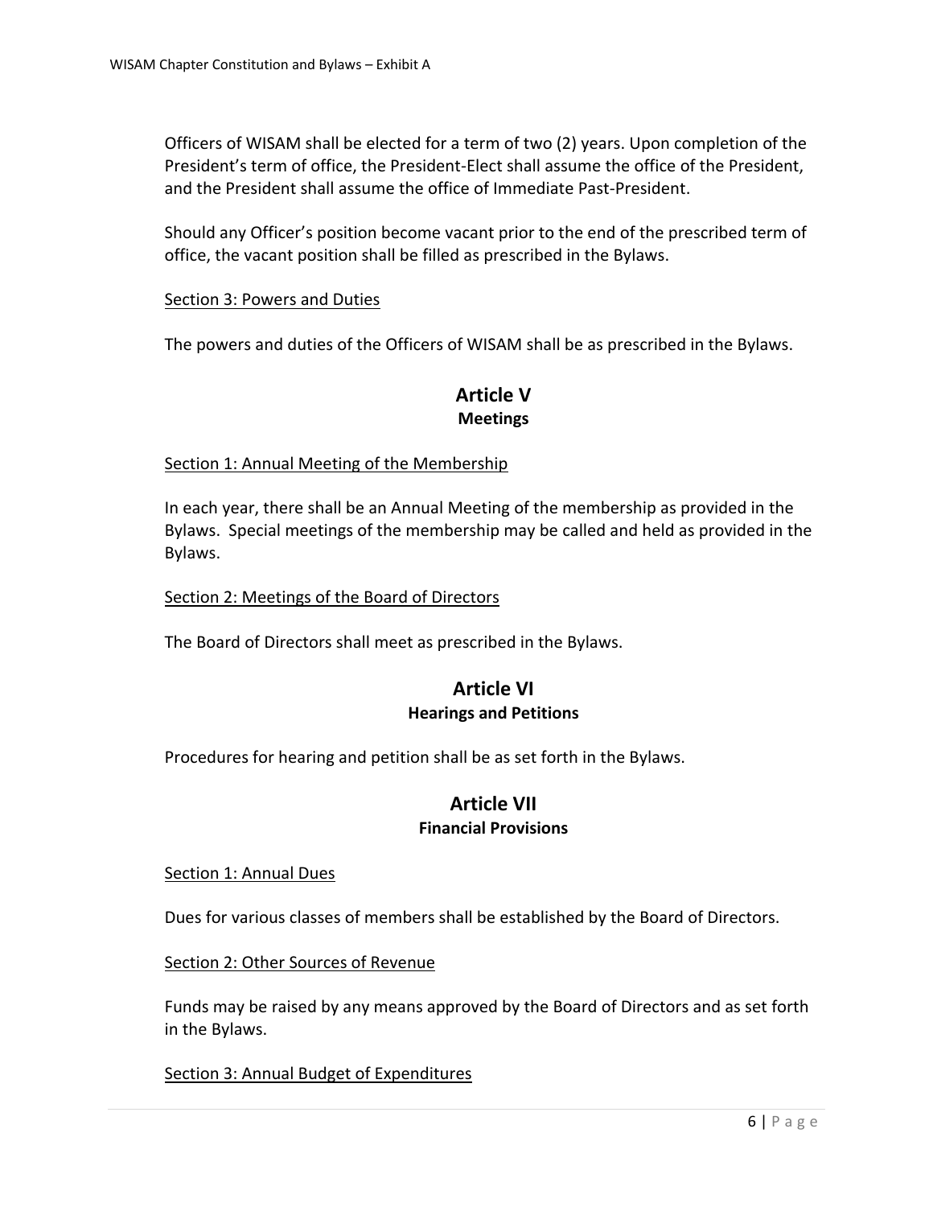Officers of WISAM shall be elected for a term of two (2) years. Upon completion of the President's term of office, the President-Elect shall assume the office of the President, and the President shall assume the office of Immediate Past-President.

Should any Officer's position become vacant prior to the end of the prescribed term of office, the vacant position shall be filled as prescribed in the Bylaws.

Section 3: Powers and Duties

The powers and duties of the Officers of WISAM shall be as prescribed in the Bylaws.

## Article V
### Meetings

Section 1: Annual Meeting of the Membership

In each year, there shall be an Annual Meeting of the membership as provided in the Bylaws. Special meetings of the membership may be called and held as provided in the Bylaws.

Section 2: Meetings of the Board of Directors

The Board of Directors shall meet as prescribed in the Bylaws.

## Article VI
### Hearings and Petitions

Procedures for hearing and petition shall be as set forth in the Bylaws.

## Article VII
### Financial Provisions

Section 1: Annual Dues

Dues for various classes of members shall be established by the Board of Directors.

Section 2: Other Sources of Revenue

Funds may be raised by any means approved by the Board of Directors and as set forth in the Bylaws.

Section 3: Annual Budget of Expenditures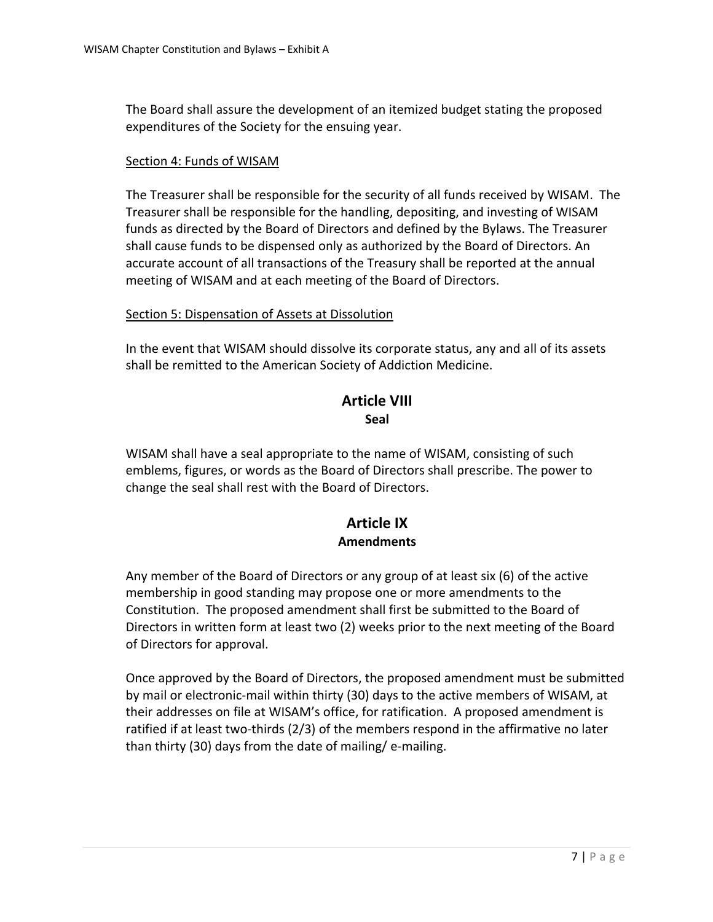The Board shall assure the development of an itemized budget stating the proposed expenditures of the Society for the ensuing year.

Section 4: Funds of WISAM

The Treasurer shall be responsible for the security of all funds received by WISAM. The Treasurer shall be responsible for the handling, depositing, and investing of WISAM funds as directed by the Board of Directors and defined by the Bylaws. The Treasurer shall cause funds to be dispensed only as authorized by the Board of Directors. An accurate account of all transactions of the Treasury shall be reported at the annual meeting of WISAM and at each meeting of the Board of Directors.

Section 5: Dispensation of Assets at Dissolution

In the event that WISAM should dissolve its corporate status, any and all of its assets shall be remitted to the American Society of Addiction Medicine.

## Article VIII
### Seal

WISAM shall have a seal appropriate to the name of WISAM, consisting of such emblems, figures, or words as the Board of Directors shall prescribe. The power to change the seal shall rest with the Board of Directors.

## Article IX
### Amendments

Any member of the Board of Directors or any group of at least six (6) of the active membership in good standing may propose one or more amendments to the Constitution. The proposed amendment shall first be submitted to the Board of Directors in written form at least two (2) weeks prior to the next meeting of the Board of Directors for approval.

Once approved by the Board of Directors, the proposed amendment must be submitted by mail or electronic-mail within thirty (30) days to the active members of WISAM, at their addresses on file at WISAM's office, for ratification. A proposed amendment is ratified if at least two-thirds (2/3) of the members respond in the affirmative no later than thirty (30) days from the date of mailing/ e-mailing.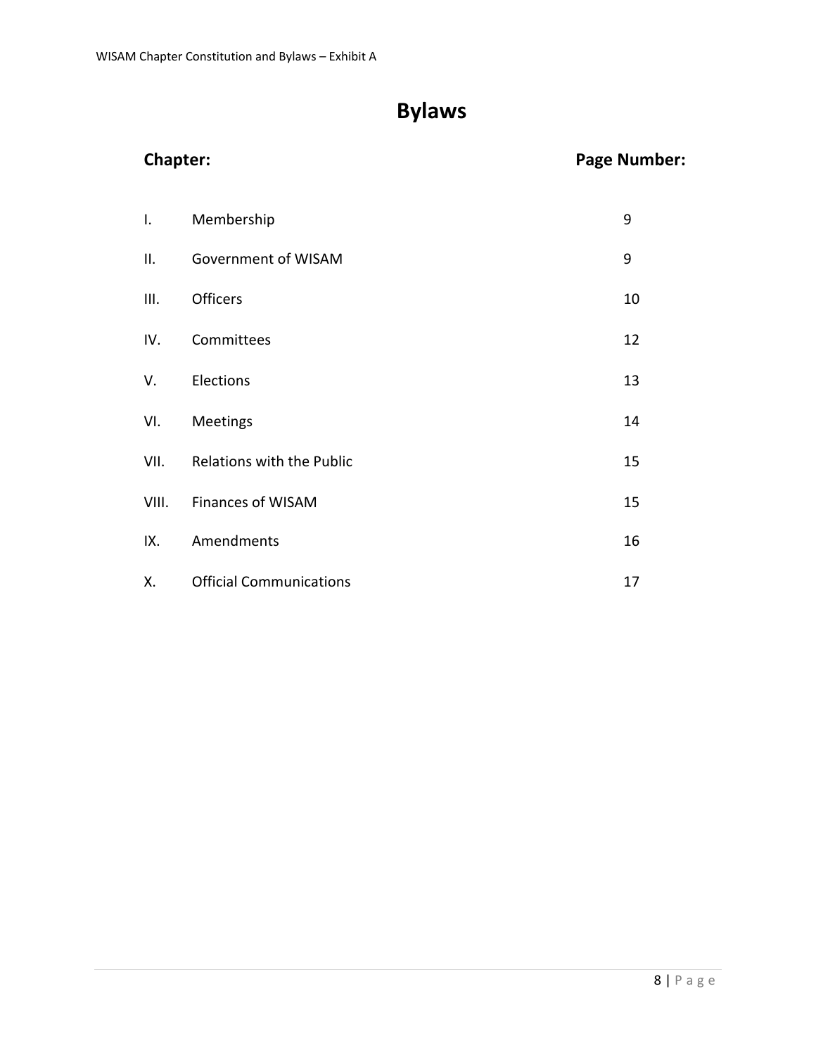# Bylaws

| Chapter: | | Page Number: |
|---|---|---|
| I. | Membership | 9 |
| II. | Government of WISAM | 9 |
| III. | Officers | 10 |
| IV. | Committees | 12 |
| V. | Elections | 13 |
| VI. | Meetings | 14 |
| VII. | Relations with the Public | 15 |
| VIII. | Finances of WISAM | 15 |
| IX. | Amendments | 16 |
| X. | Official Communications | 17 |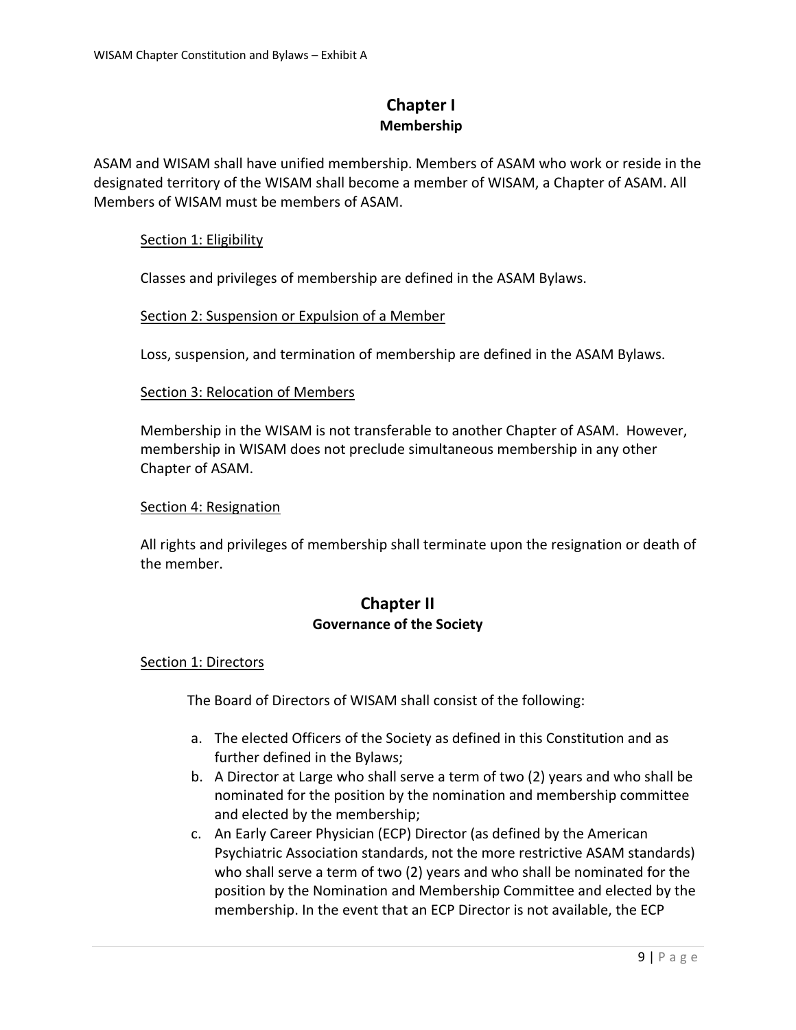## Chapter I
### Membership

ASAM and WISAM shall have unified membership. Members of ASAM who work or reside in the designated territory of the WISAM shall become a member of WISAM, a Chapter of ASAM. All Members of WISAM must be members of ASAM.

<u>Section 1: Eligibility</u>

Classes and privileges of membership are defined in the ASAM Bylaws.

<u>Section 2: Suspension or Expulsion of a Member</u>

Loss, suspension, and termination of membership are defined in the ASAM Bylaws.

<u>Section 3: Relocation of Members</u>

Membership in the WISAM is not transferable to another Chapter of ASAM. However, membership in WISAM does not preclude simultaneous membership in any other Chapter of ASAM.

<u>Section 4: Resignation</u>

All rights and privileges of membership shall terminate upon the resignation or death of the member.

## Chapter II
### Governance of the Society

<u>Section 1: Directors</u>

The Board of Directors of WISAM shall consist of the following:

a. The elected Officers of the Society as defined in this Constitution and as further defined in the Bylaws;
b. A Director at Large who shall serve a term of two (2) years and who shall be nominated for the position by the nomination and membership committee and elected by the membership;
c. An Early Career Physician (ECP) Director (as defined by the American Psychiatric Association standards, not the more restrictive ASAM standards) who shall serve a term of two (2) years and who shall be nominated for the position by the Nomination and Membership Committee and elected by the membership. In the event that an ECP Director is not available, the ECP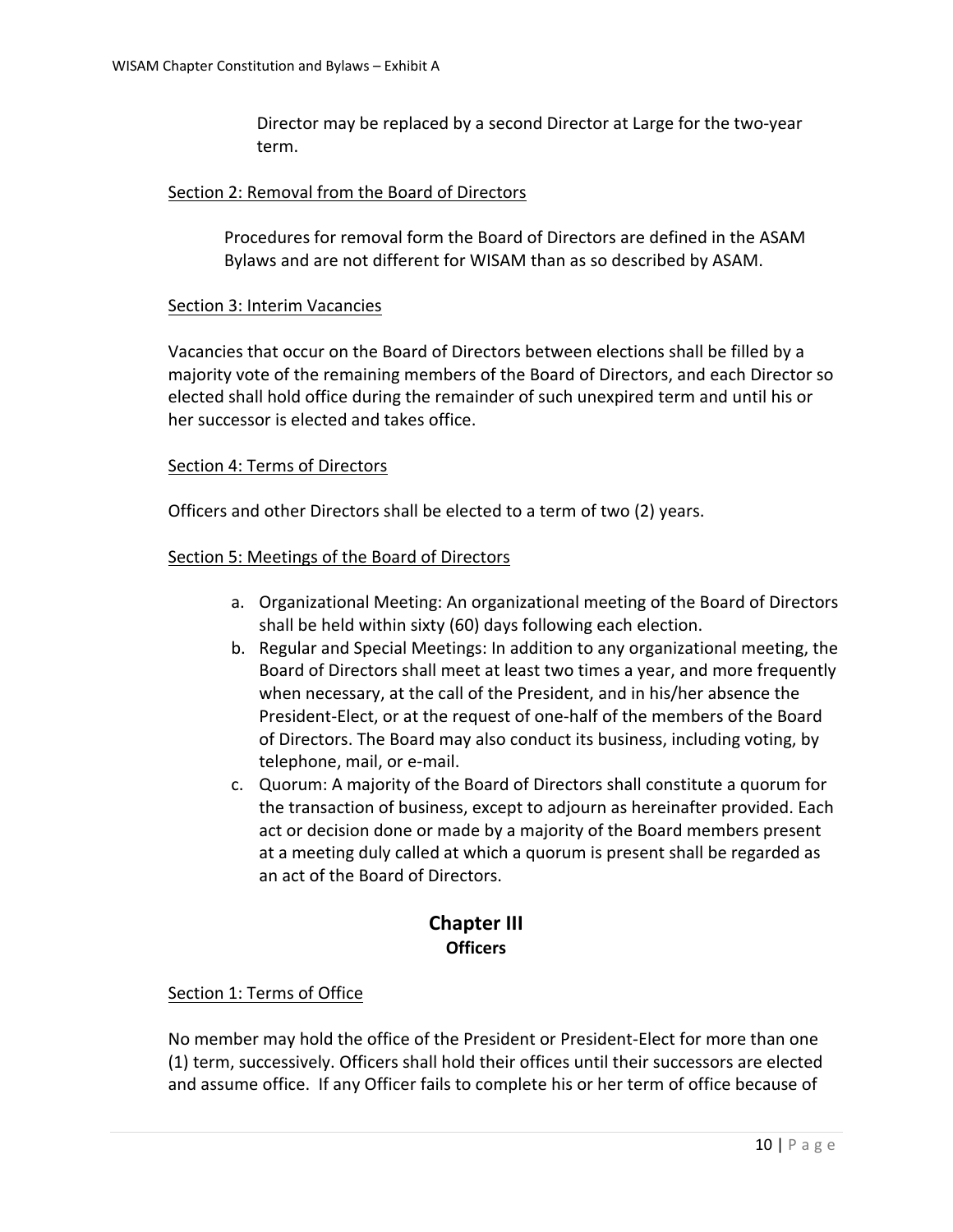Director may be replaced by a second Director at Large for the two-year term.

Section 2: Removal from the Board of Directors

Procedures for removal form the Board of Directors are defined in the ASAM Bylaws and are not different for WISAM than as so described by ASAM.

Section 3: Interim Vacancies

Vacancies that occur on the Board of Directors between elections shall be filled by a majority vote of the remaining members of the Board of Directors, and each Director so elected shall hold office during the remainder of such unexpired term and until his or her successor is elected and takes office.

Section 4: Terms of Directors

Officers and other Directors shall be elected to a term of two (2) years.

Section 5: Meetings of the Board of Directors

a. Organizational Meeting: An organizational meeting of the Board of Directors shall be held within sixty (60) days following each election.
b. Regular and Special Meetings: In addition to any organizational meeting, the Board of Directors shall meet at least two times a year, and more frequently when necessary, at the call of the President, and in his/her absence the President-Elect, or at the request of one-half of the members of the Board of Directors. The Board may also conduct its business, including voting, by telephone, mail, or e-mail.
c. Quorum: A majority of the Board of Directors shall constitute a quorum for the transaction of business, except to adjourn as hereinafter provided. Each act or decision done or made by a majority of the Board members present at a meeting duly called at which a quorum is present shall be regarded as an act of the Board of Directors.

## Chapter III
### Officers

Section 1: Terms of Office

No member may hold the office of the President or President-Elect for more than one (1) term, successively. Officers shall hold their offices until their successors are elected and assume office. If any Officer fails to complete his or her term of office because of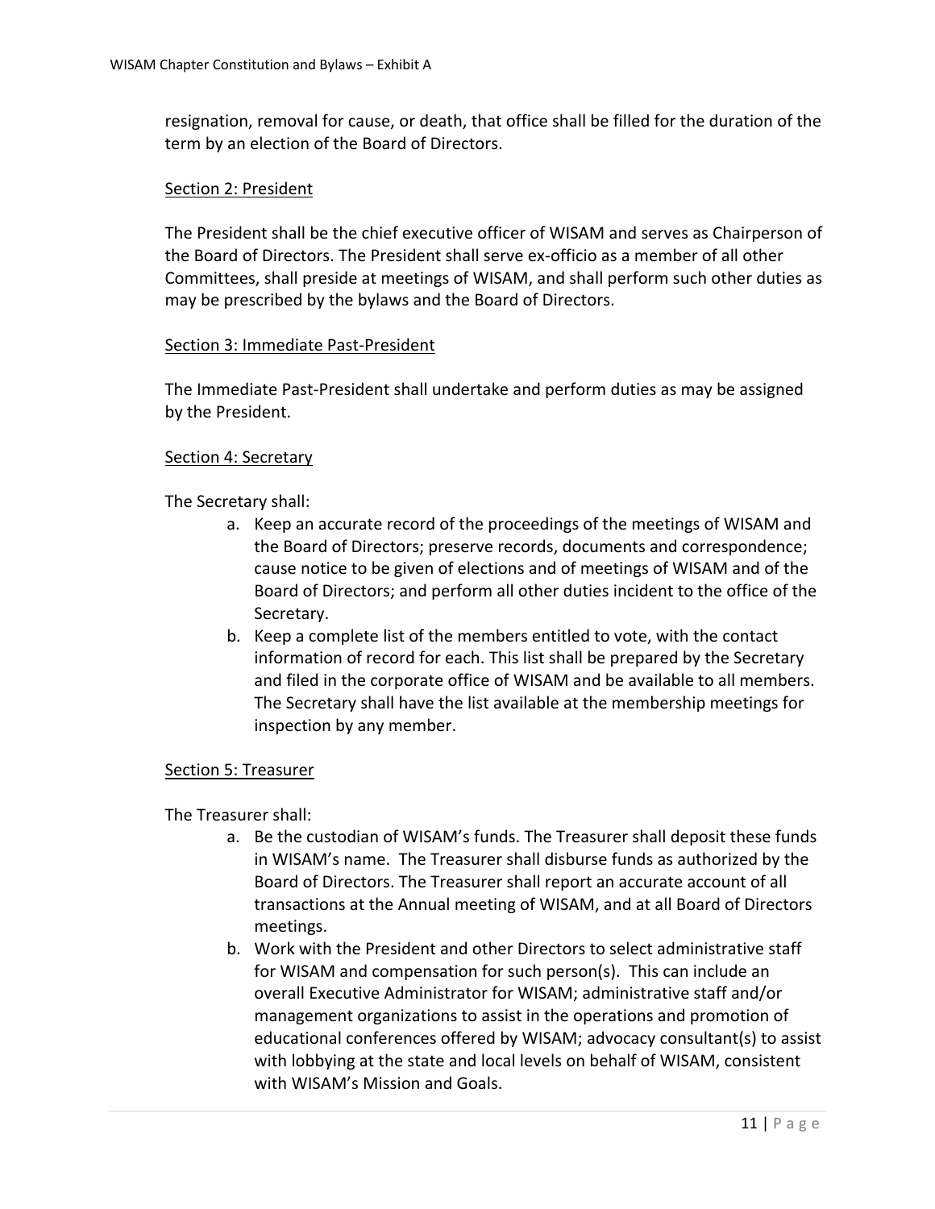resignation, removal for cause, or death, that office shall be filled for the duration of the term by an election of the Board of Directors.

<u>Section 2: President</u>

The President shall be the chief executive officer of WISAM and serves as Chairperson of the Board of Directors. The President shall serve ex-officio as a member of all other Committees, shall preside at meetings of WISAM, and shall perform such other duties as may be prescribed by the bylaws and the Board of Directors.

<u>Section 3: Immediate Past-President</u>

The Immediate Past-President shall undertake and perform duties as may be assigned by the President.

<u>Section 4: Secretary</u>

The Secretary shall:

a. Keep an accurate record of the proceedings of the meetings of WISAM and the Board of Directors; preserve records, documents and correspondence; cause notice to be given of elections and of meetings of WISAM and of the Board of Directors; and perform all other duties incident to the office of the Secretary.
b. Keep a complete list of the members entitled to vote, with the contact information of record for each. This list shall be prepared by the Secretary and filed in the corporate office of WISAM and be available to all members. The Secretary shall have the list available at the membership meetings for inspection by any member.

<u>Section 5: Treasurer</u>

The Treasurer shall:

a. Be the custodian of WISAM's funds. The Treasurer shall deposit these funds in WISAM's name. The Treasurer shall disburse funds as authorized by the Board of Directors. The Treasurer shall report an accurate account of all transactions at the Annual meeting of WISAM, and at all Board of Directors meetings.
b. Work with the President and other Directors to select administrative staff for WISAM and compensation for such person(s). This can include an overall Executive Administrator for WISAM; administrative staff and/or management organizations to assist in the operations and promotion of educational conferences offered by WISAM; advocacy consultant(s) to assist with lobbying at the state and local levels on behalf of WISAM, consistent with WISAM's Mission and Goals.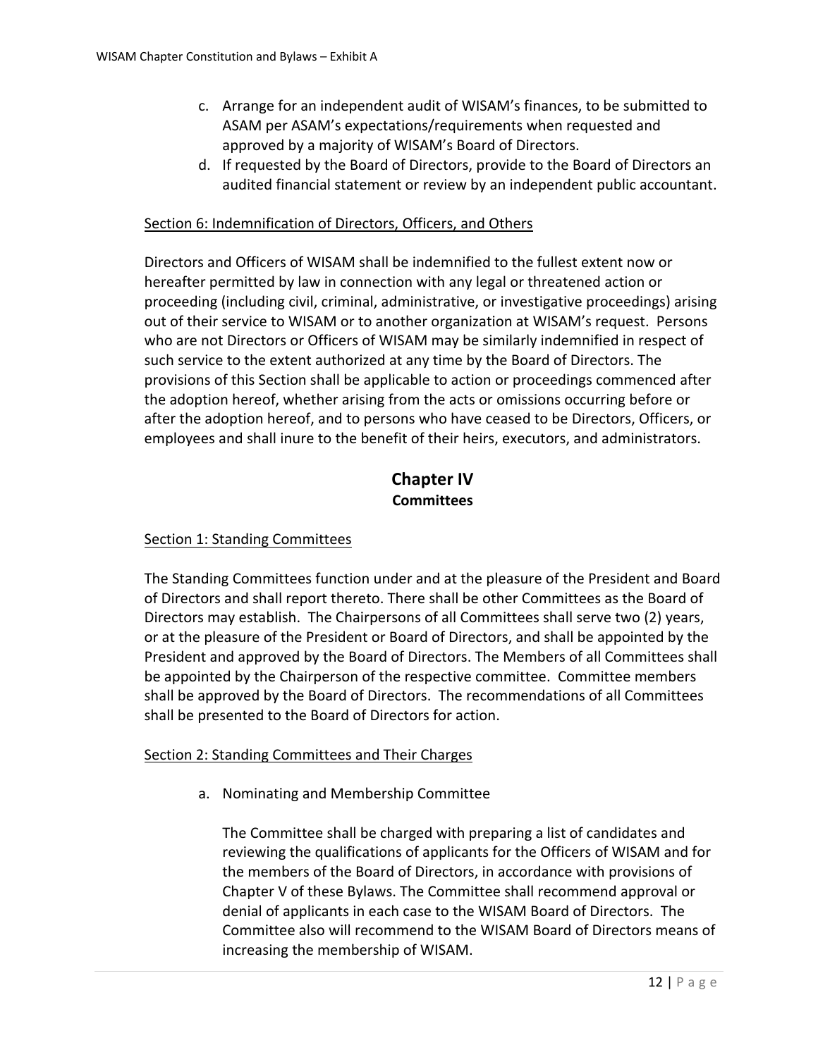c. Arrange for an independent audit of WISAM's finances, to be submitted to ASAM per ASAM's expectations/requirements when requested and approved by a majority of WISAM's Board of Directors.
d. If requested by the Board of Directors, provide to the Board of Directors an audited financial statement or review by an independent public accountant.

Section 6: Indemnification of Directors, Officers, and Others

Directors and Officers of WISAM shall be indemnified to the fullest extent now or hereafter permitted by law in connection with any legal or threatened action or proceeding (including civil, criminal, administrative, or investigative proceedings) arising out of their service to WISAM or to another organization at WISAM's request. Persons who are not Directors or Officers of WISAM may be similarly indemnified in respect of such service to the extent authorized at any time by the Board of Directors. The provisions of this Section shall be applicable to action or proceedings commenced after the adoption hereof, whether arising from the acts or omissions occurring before or after the adoption hereof, and to persons who have ceased to be Directors, Officers, or employees and shall inure to the benefit of their heirs, executors, and administrators.

## Chapter IV
### Committees

Section 1: Standing Committees

The Standing Committees function under and at the pleasure of the President and Board of Directors and shall report thereto. There shall be other Committees as the Board of Directors may establish. The Chairpersons of all Committees shall serve two (2) years, or at the pleasure of the President or Board of Directors, and shall be appointed by the President and approved by the Board of Directors. The Members of all Committees shall be appointed by the Chairperson of the respective committee. Committee members shall be approved by the Board of Directors. The recommendations of all Committees shall be presented to the Board of Directors for action.

Section 2: Standing Committees and Their Charges

a. Nominating and Membership Committee

   The Committee shall be charged with preparing a list of candidates and reviewing the qualifications of applicants for the Officers of WISAM and for the members of the Board of Directors, in accordance with provisions of Chapter V of these Bylaws. The Committee shall recommend approval or denial of applicants in each case to the WISAM Board of Directors. The Committee also will recommend to the WISAM Board of Directors means of increasing the membership of WISAM.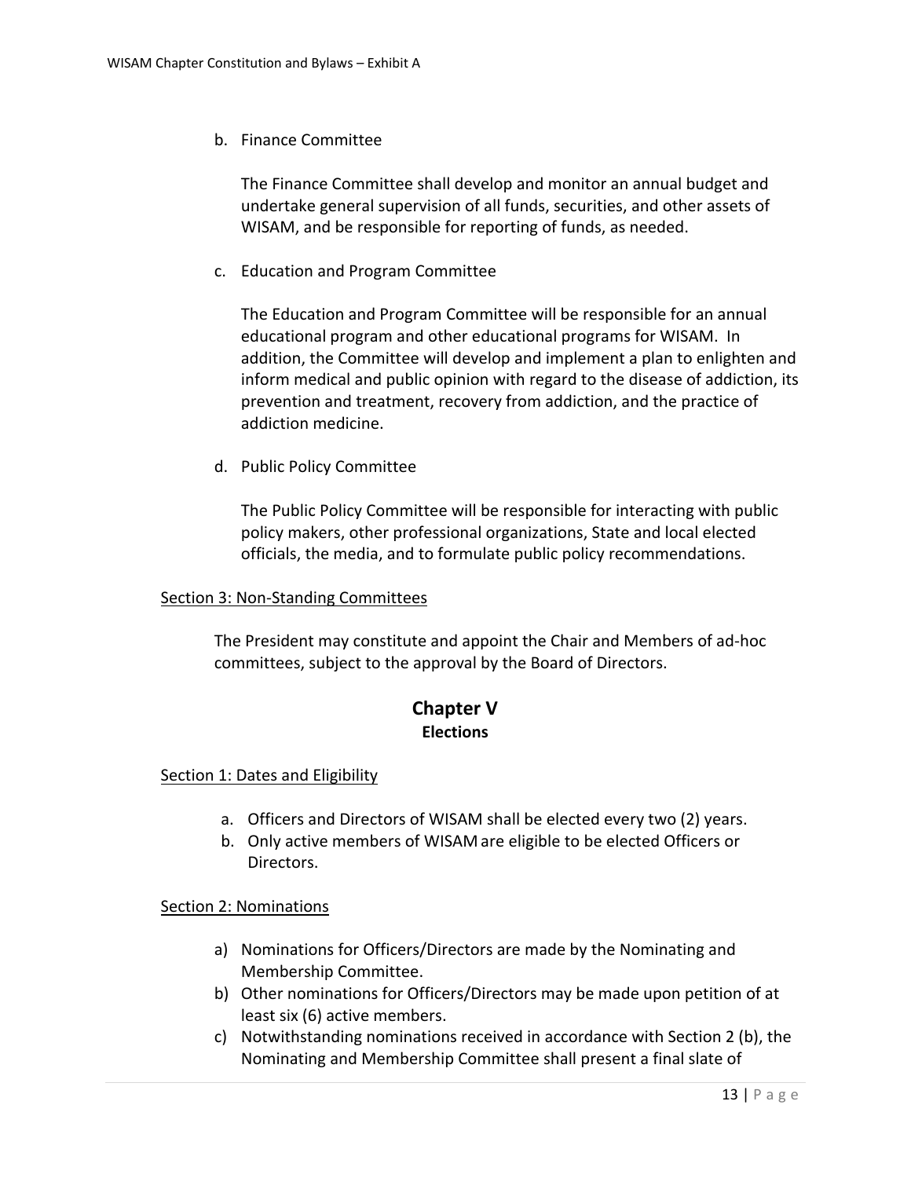b. Finance Committee

   The Finance Committee shall develop and monitor an annual budget and undertake general supervision of all funds, securities, and other assets of WISAM, and be responsible for reporting of funds, as needed.

c. Education and Program Committee

   The Education and Program Committee will be responsible for an annual educational program and other educational programs for WISAM. In addition, the Committee will develop and implement a plan to enlighten and inform medical and public opinion with regard to the disease of addiction, its prevention and treatment, recovery from addiction, and the practice of addiction medicine.

d. Public Policy Committee

   The Public Policy Committee will be responsible for interacting with public policy makers, other professional organizations, State and local elected officials, the media, and to formulate public policy recommendations.

Section 3: Non-Standing Committees

The President may constitute and appoint the Chair and Members of ad-hoc committees, subject to the approval by the Board of Directors.

## Chapter V
### Elections

Section 1: Dates and Eligibility

a. Officers and Directors of WISAM shall be elected every two (2) years.
b. Only active members of WISAM are eligible to be elected Officers or Directors.

Section 2: Nominations

a) Nominations for Officers/Directors are made by the Nominating and Membership Committee.
b) Other nominations for Officers/Directors may be made upon petition of at least six (6) active members.
c) Notwithstanding nominations received in accordance with Section 2 (b), the Nominating and Membership Committee shall present a final slate of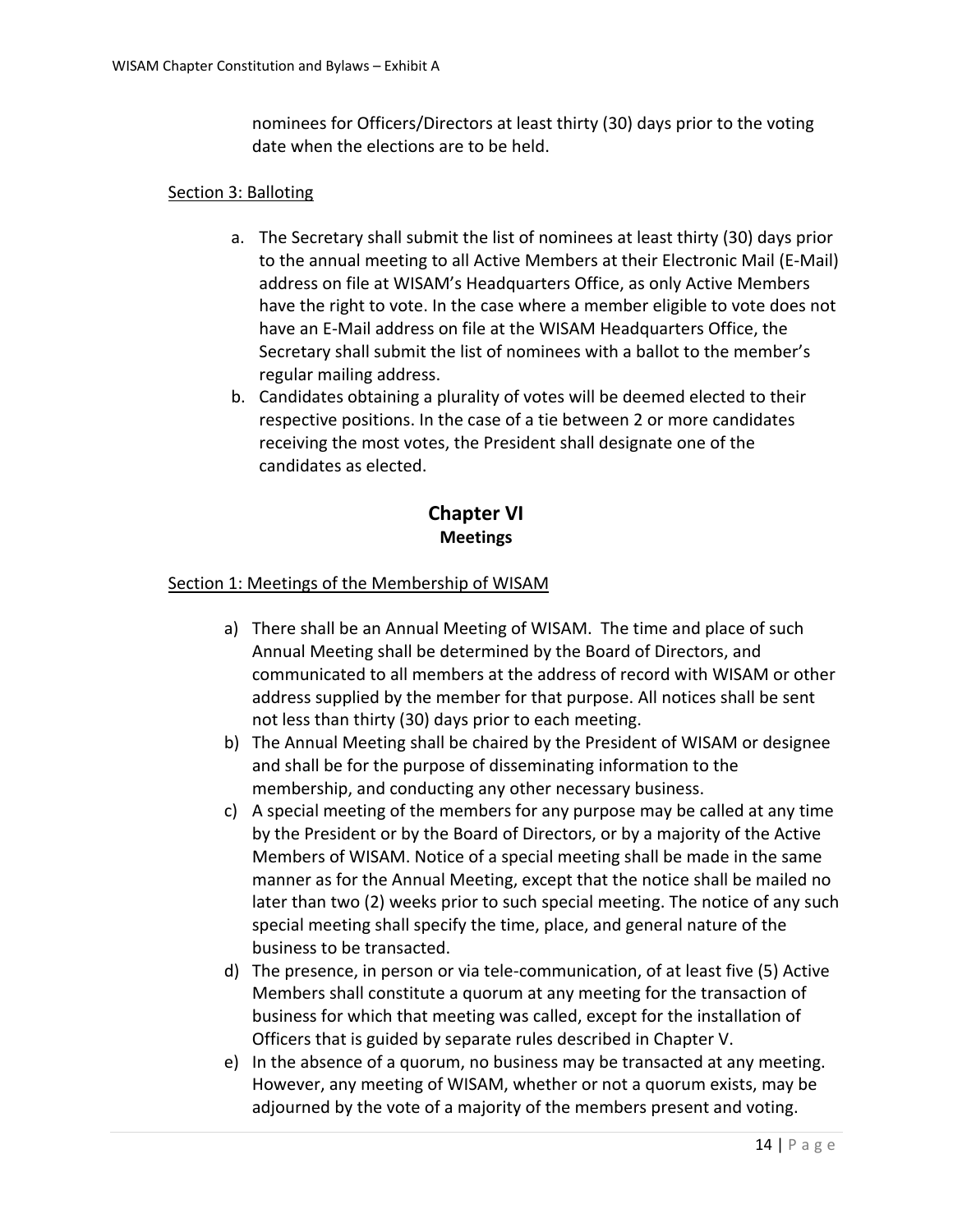nominees for Officers/Directors at least thirty (30) days prior to the voting date when the elections are to be held.

Section 3: Balloting

a. The Secretary shall submit the list of nominees at least thirty (30) days prior to the annual meeting to all Active Members at their Electronic Mail (E-Mail) address on file at WISAM's Headquarters Office, as only Active Members have the right to vote. In the case where a member eligible to vote does not have an E-Mail address on file at the WISAM Headquarters Office, the Secretary shall submit the list of nominees with a ballot to the member's regular mailing address.
b. Candidates obtaining a plurality of votes will be deemed elected to their respective positions. In the case of a tie between 2 or more candidates receiving the most votes, the President shall designate one of the candidates as elected.

## Chapter VI
### Meetings

Section 1: Meetings of the Membership of WISAM

a) There shall be an Annual Meeting of WISAM. The time and place of such Annual Meeting shall be determined by the Board of Directors, and communicated to all members at the address of record with WISAM or other address supplied by the member for that purpose. All notices shall be sent not less than thirty (30) days prior to each meeting.
b) The Annual Meeting shall be chaired by the President of WISAM or designee and shall be for the purpose of disseminating information to the membership, and conducting any other necessary business.
c) A special meeting of the members for any purpose may be called at any time by the President or by the Board of Directors, or by a majority of the Active Members of WISAM. Notice of a special meeting shall be made in the same manner as for the Annual Meeting, except that the notice shall be mailed no later than two (2) weeks prior to such special meeting. The notice of any such special meeting shall specify the time, place, and general nature of the business to be transacted.
d) The presence, in person or via tele-communication, of at least five (5) Active Members shall constitute a quorum at any meeting for the transaction of business for which that meeting was called, except for the installation of Officers that is guided by separate rules described in Chapter V.
e) In the absence of a quorum, no business may be transacted at any meeting. However, any meeting of WISAM, whether or not a quorum exists, may be adjourned by the vote of a majority of the members present and voting.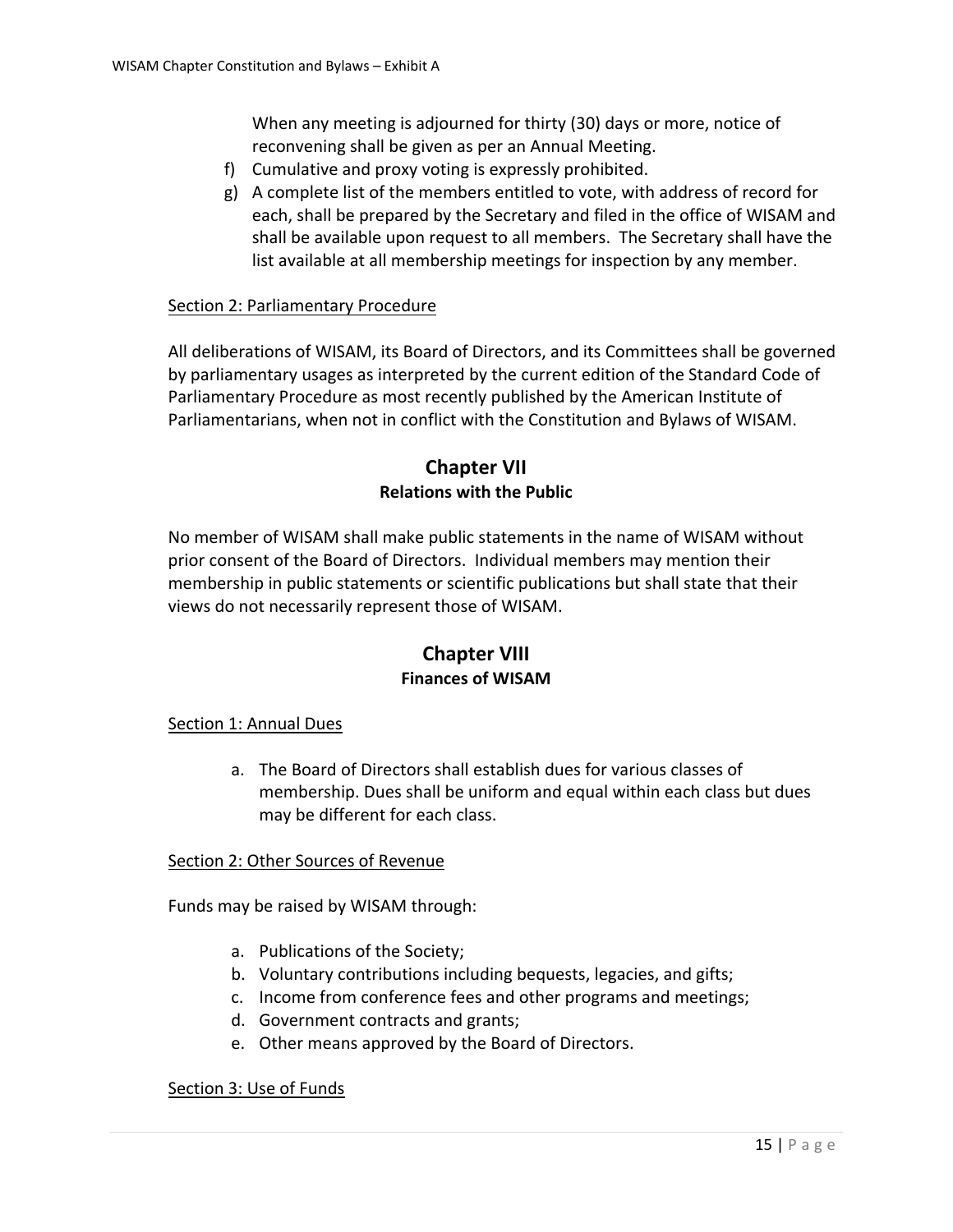When any meeting is adjourned for thirty (30) days or more, notice of reconvening shall be given as per an Annual Meeting.

f) Cumulative and proxy voting is expressly prohibited.
g) A complete list of the members entitled to vote, with address of record for each, shall be prepared by the Secretary and filed in the office of WISAM and shall be available upon request to all members. The Secretary shall have the list available at all membership meetings for inspection by any member.

<u>Section 2: Parliamentary Procedure</u>

All deliberations of WISAM, its Board of Directors, and its Committees shall be governed by parliamentary usages as interpreted by the current edition of the Standard Code of Parliamentary Procedure as most recently published by the American Institute of Parliamentarians, when not in conflict with the Constitution and Bylaws of WISAM.

## Chapter VII
### Relations with the Public

No member of WISAM shall make public statements in the name of WISAM without prior consent of the Board of Directors. Individual members may mention their membership in public statements or scientific publications but shall state that their views do not necessarily represent those of WISAM.

## Chapter VIII
### Finances of WISAM

<u>Section 1: Annual Dues</u>

a. The Board of Directors shall establish dues for various classes of membership. Dues shall be uniform and equal within each class but dues may be different for each class.

<u>Section 2: Other Sources of Revenue</u>

Funds may be raised by WISAM through:

a. Publications of the Society;
b. Voluntary contributions including bequests, legacies, and gifts;
c. Income from conference fees and other programs and meetings;
d. Government contracts and grants;
e. Other means approved by the Board of Directors.

<u>Section 3: Use of Funds</u>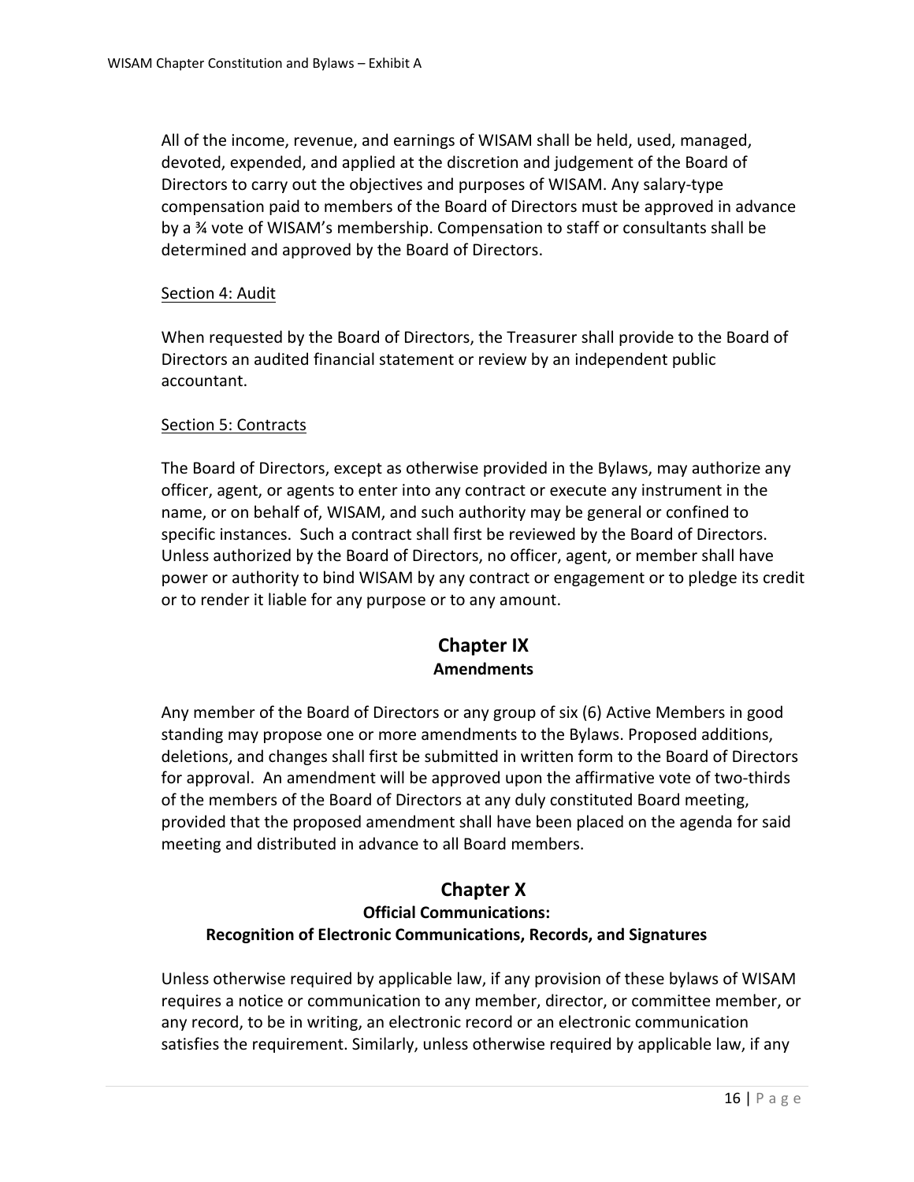All of the income, revenue, and earnings of WISAM shall be held, used, managed, devoted, expended, and applied at the discretion and judgement of the Board of Directors to carry out the objectives and purposes of WISAM. Any salary-type compensation paid to members of the Board of Directors must be approved in advance by a ¾ vote of WISAM's membership. Compensation to staff or consultants shall be determined and approved by the Board of Directors.

Section 4: Audit

When requested by the Board of Directors, the Treasurer shall provide to the Board of Directors an audited financial statement or review by an independent public accountant.

Section 5: Contracts

The Board of Directors, except as otherwise provided in the Bylaws, may authorize any officer, agent, or agents to enter into any contract or execute any instrument in the name, or on behalf of, WISAM, and such authority may be general or confined to specific instances. Such a contract shall first be reviewed by the Board of Directors. Unless authorized by the Board of Directors, no officer, agent, or member shall have power or authority to bind WISAM by any contract or engagement or to pledge its credit or to render it liable for any purpose or to any amount.

## Chapter IX
### Amendments

Any member of the Board of Directors or any group of six (6) Active Members in good standing may propose one or more amendments to the Bylaws. Proposed additions, deletions, and changes shall first be submitted in written form to the Board of Directors for approval. An amendment will be approved upon the affirmative vote of two-thirds of the members of the Board of Directors at any duly constituted Board meeting, provided that the proposed amendment shall have been placed on the agenda for said meeting and distributed in advance to all Board members.

## Chapter X
### Official Communications:
### Recognition of Electronic Communications, Records, and Signatures

Unless otherwise required by applicable law, if any provision of these bylaws of WISAM requires a notice or communication to any member, director, or committee member, or any record, to be in writing, an electronic record or an electronic communication satisfies the requirement. Similarly, unless otherwise required by applicable law, if any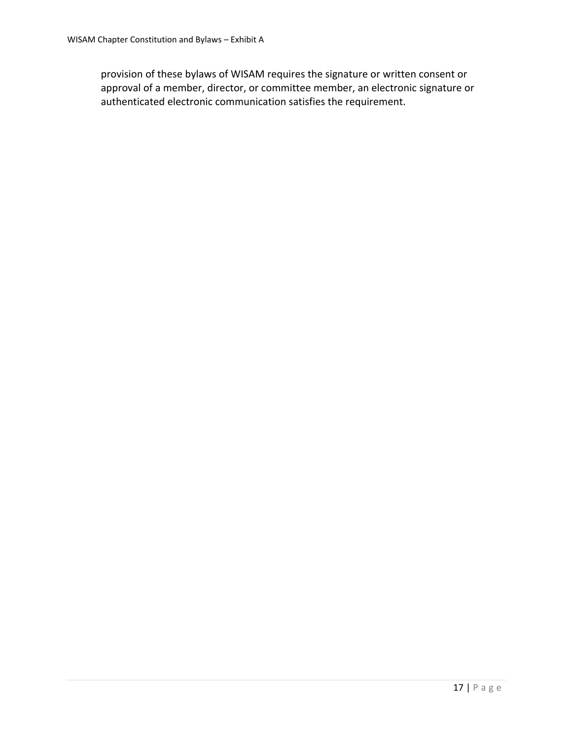provision of these bylaws of WISAM requires the signature or written consent or approval of a member, director, or committee member, an electronic signature or authenticated electronic communication satisfies the requirement.